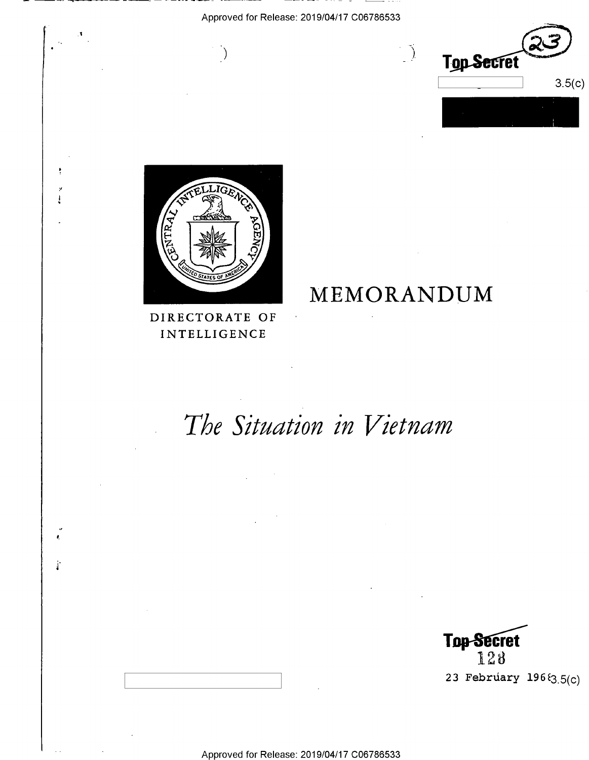Top Secret

3.5(c)

DIRECTORATE OF INTELLIGENCE

# MEMORANDUM

# *The Situation in Vietnam*

Top Secret

128

23 February 1968

3.5(c)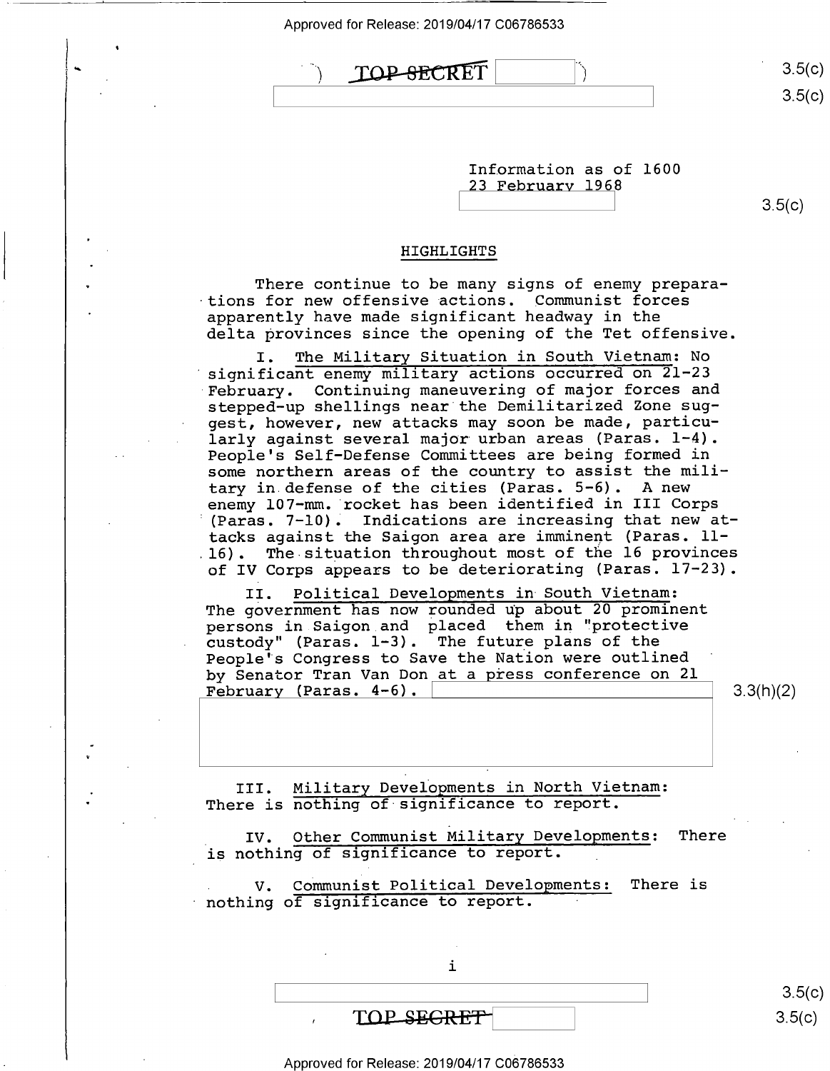Information as of 1600
23 February 1968

## HIGHLIGHTS

There continue to be many signs of enemy preparations for new offensive actions. Communist forces apparently have made significant headway in the delta provinces since the opening of the Tet offensive.

I. The Military Situation in South Vietnam: No significant enemy military actions occurred on 21-23 February. Continuing maneuvering of major forces and stepped-up shellings near the Demilitarized Zone suggest, however, new attacks may soon be made, particularly against several major urban areas (Paras. 1-4). People's Self-Defense Committees are being formed in some northern areas of the country to assist the military in defense of the cities (Paras. 5-6). A new enemy 107-mm. rocket has been identified in III Corps (Paras. 7-10). Indications are increasing that new attacks against the Saigon area are imminent (Paras. 11-16). The situation throughout most of the 16 provinces of IV Corps appears to be deteriorating (Paras. 17-23).

II. Political Developments in South Vietnam: The government has now rounded up about 20 prominent persons in Saigon and placed them in "protective custody" (Paras. 1-3). The future plans of the People's Congress to Save the Nation were outlined by Senator Tran Van Don at a press conference on 21 February (Paras. 4-6).

III. Military Developments in North Vietnam: There is nothing of significance to report.

IV. Other Communist Military Developments: There is nothing of significance to report.

V. Communist Political Developments: There is nothing of significance to report.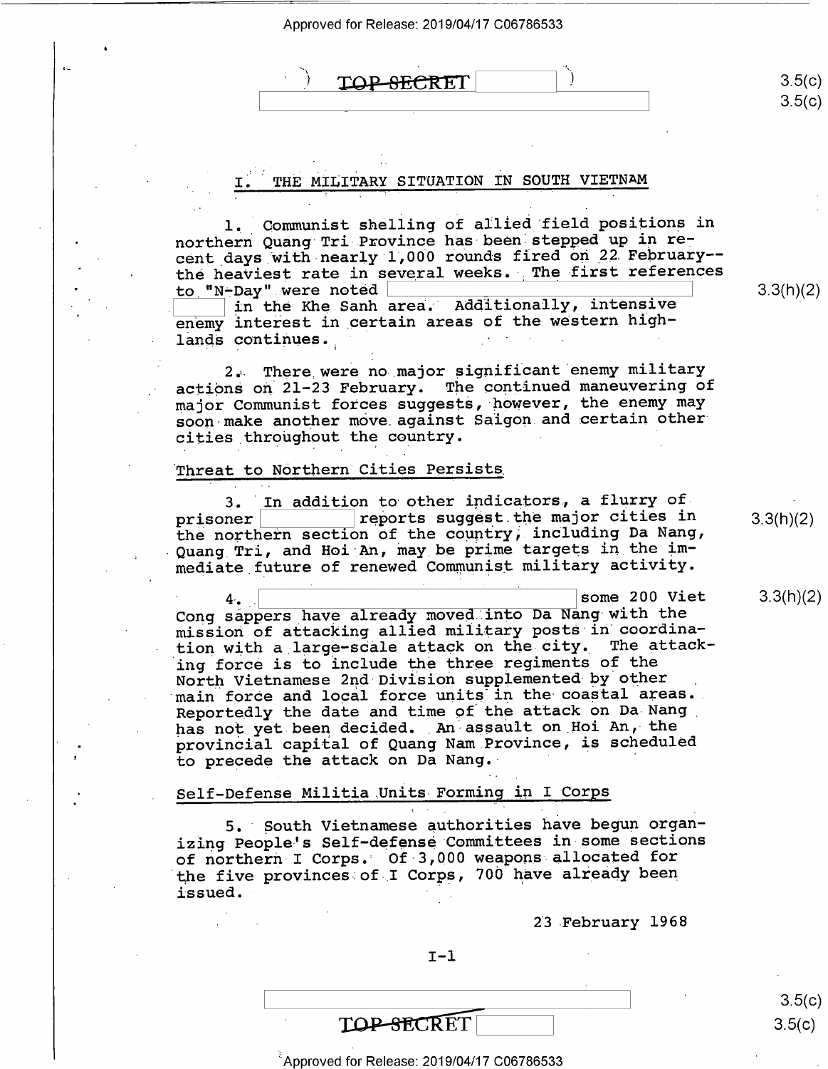# I. THE MILITARY SITUATION IN SOUTH VIETNAM

1. Communist shelling of allied field positions in northern Quang Tri Province has been stepped up in recent days with nearly 1,000 rounds fired on 22 February--the heaviest rate in several weeks. The first references to "N-Day" were noted [redacted] in the Khe Sanh area. Additionally, intensive enemy interest in certain areas of the western highlands continues.

2. There were no major significant enemy military actions on 21-23 February. The continued maneuvering of major Communist forces suggests, however, the enemy may soon make another move against Saigon and certain other cities throughout the country.

## Threat to Northern Cities Persists

3. In addition to other indicators, a flurry of prisoner [redacted] reports suggest the major cities in the northern section of the country, including Da Nang, Quang Tri, and Hoi An, may be prime targets in the immediate future of renewed Communist military activity.

4. [redacted] some 200 Viet Cong sappers have already moved into Da Nang with the mission of attacking allied military posts in coordination with a large-scale attack on the city. The attacking force is to include the three regiments of the North Vietnamese 2nd Division supplemented by other main force and local force units in the coastal areas. Reportedly the date and time of the attack on Da Nang has not yet been decided. An assault on Hoi An, the provincial capital of Quang Nam Province, is scheduled to precede the attack on Da Nang.

## Self-Defense Militia Units Forming in I Corps

5. South Vietnamese authorities have begun organizing People's Self-defense Committees in some sections of northern I Corps. Of 3,000 weapons allocated for the five provinces of I Corps, 700 have already been issued.

23 February 1968

I-1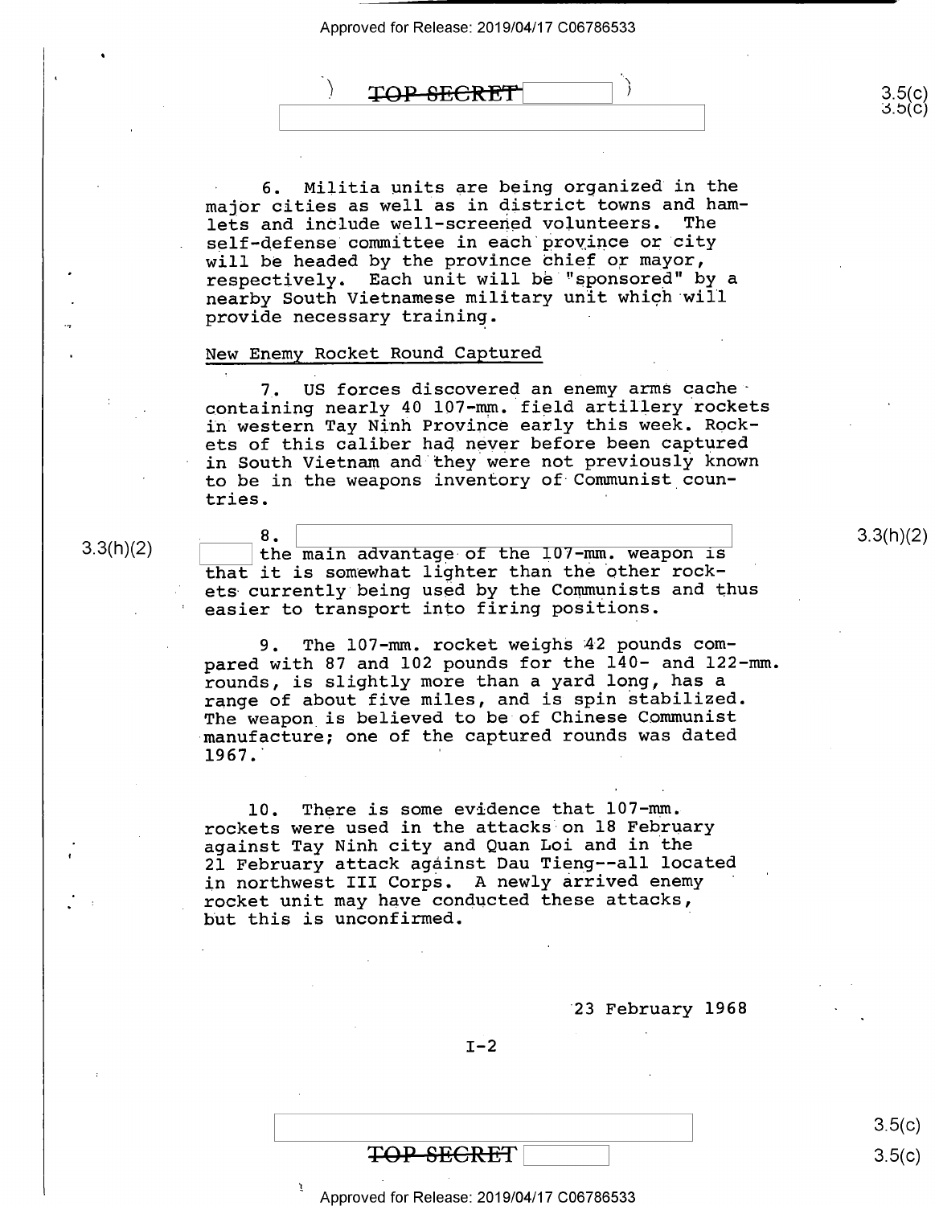6. Militia units are being organized in the major cities as well as in district towns and hamlets and include well-screened volunteers. The self-defense committee in each province or city will be headed by the province chief or mayor, respectively. Each unit will be "sponsored" by a nearby South Vietnamese military unit which will provide necessary training.

New Enemy Rocket Round Captured

7. US forces discovered an enemy arms cache containing nearly 40 107-mm. field artillery rockets in western Tay Ninh Province early this week. Rockets of this caliber had never before been captured in South Vietnam and they were not previously known to be in the weapons inventory of Communist countries.

8. [redacted] the main advantage of the 107-mm. weapon is that it is somewhat lighter than the other rockets currently being used by the Communists and thus easier to transport into firing positions.

9. The 107-mm. rocket weighs 42 pounds compared with 87 and 102 pounds for the 140- and 122-mm. rounds, is slightly more than a yard long, has a range of about five miles, and is spin stabilized. The weapon is believed to be of Chinese Communist manufacture; one of the captured rounds was dated 1967.

10. There is some evidence that 107-mm. rockets were used in the attacks on 18 February against Tay Ninh city and Quan Loi and in the 21 February attack against Dau Tieng--all located in northwest III Corps. A newly arrived enemy rocket unit may have conducted these attacks, but this is unconfirmed.

23 February 1968

I-2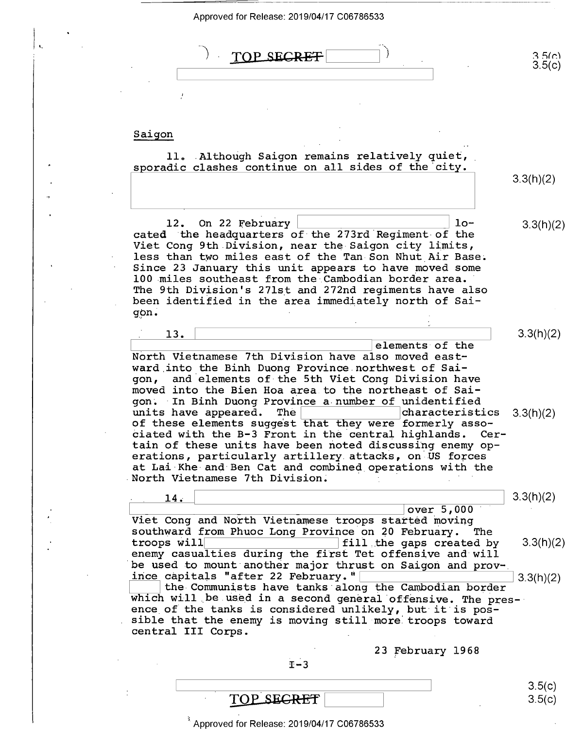## Saigon

11. Although Saigon remains relatively quiet, sporadic clashes continue on all sides of the city.

12. On 22 February located the headquarters of the 273rd Regiment of the Viet Cong 9th Division, near the Saigon city limits, less than two miles east of the Tan Son Nhut Air Base. Since 23 January this unit appears to have moved some 100 miles southeast from the Cambodian border area. The 9th Division's 271st and 272nd regiments have also been identified in the area immediately north of Saigon.

13. elements of the North Vietnamese 7th Division have also moved eastward into the Binh Duong Province northwest of Saigon, and elements of the 5th Viet Cong Division have moved into the Bien Hoa area to the northeast of Saigon. In Binh Duong Province a number of unidentified units have appeared. The characteristics of these elements suggest that they were formerly associated with the B-3 Front in the central highlands. Certain of these units have been noted discussing enemy operations, particularly artillery attacks, on US forces at Lai Khe and Ben Cat and combined operations with the North Vietnamese 7th Division.

14. over 5,000 Viet Cong and North Vietnamese troops started moving southward from Phuoc Long Province on 20 February. The troops will fill the gaps created by enemy casualties during the first Tet offensive and will be used to mount another major thrust on Saigon and province capitals "after 22 February." the Communists have tanks along the Cambodian border which will be used in a second general offensive. The presence of the tanks is considered unlikely, but it is possible that the enemy is moving still more troops toward central III Corps.

23 February 1968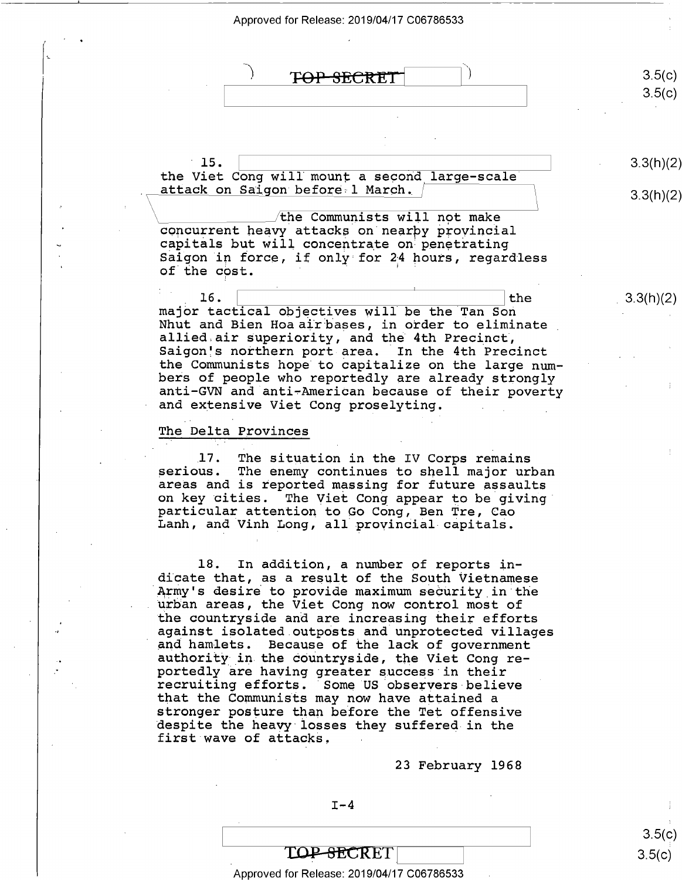TOP SECRET

15. [redacted] the Viet Cong will mount a second large-scale attack on Saigon before 1 March. [redacted] the Communists will not make concurrent heavy attacks on nearby provincial capitals but will concentrate on penetrating Saigon in force, if only for 24 hours, regardless of the cost.

16. [redacted] the major tactical objectives will be the Tan Son Nhut and Bien Hoa air bases, in order to eliminate allied air superiority, and the 4th Precinct, Saigon's northern port area. In the 4th Precinct the Communists hope to capitalize on the large numbers of people who reportedly are already strongly anti-GVN and anti-American because of their poverty and extensive Viet Cong proselyting.

## The Delta Provinces

17. The situation in the IV Corps remains serious. The enemy continues to shell major urban areas and is reported massing for future assaults on key cities. The Viet Cong appear to be giving particular attention to Go Cong, Ben Tre, Cao Lanh, and Vinh Long, all provincial capitals.

18. In addition, a number of reports indicate that, as a result of the South Vietnamese Army's desire to provide maximum security in the urban areas, the Viet Cong now control most of the countryside and are increasing their efforts against isolated outposts and unprotected villages and hamlets. Because of the lack of government authority in the countryside, the Viet Cong reportedly are having greater success in their recruiting efforts. Some US observers believe that the Communists may now have attained a stronger posture than before the Tet offensive despite the heavy losses they suffered in the first wave of attacks.

23 February 1968

I-4

TOP SECRET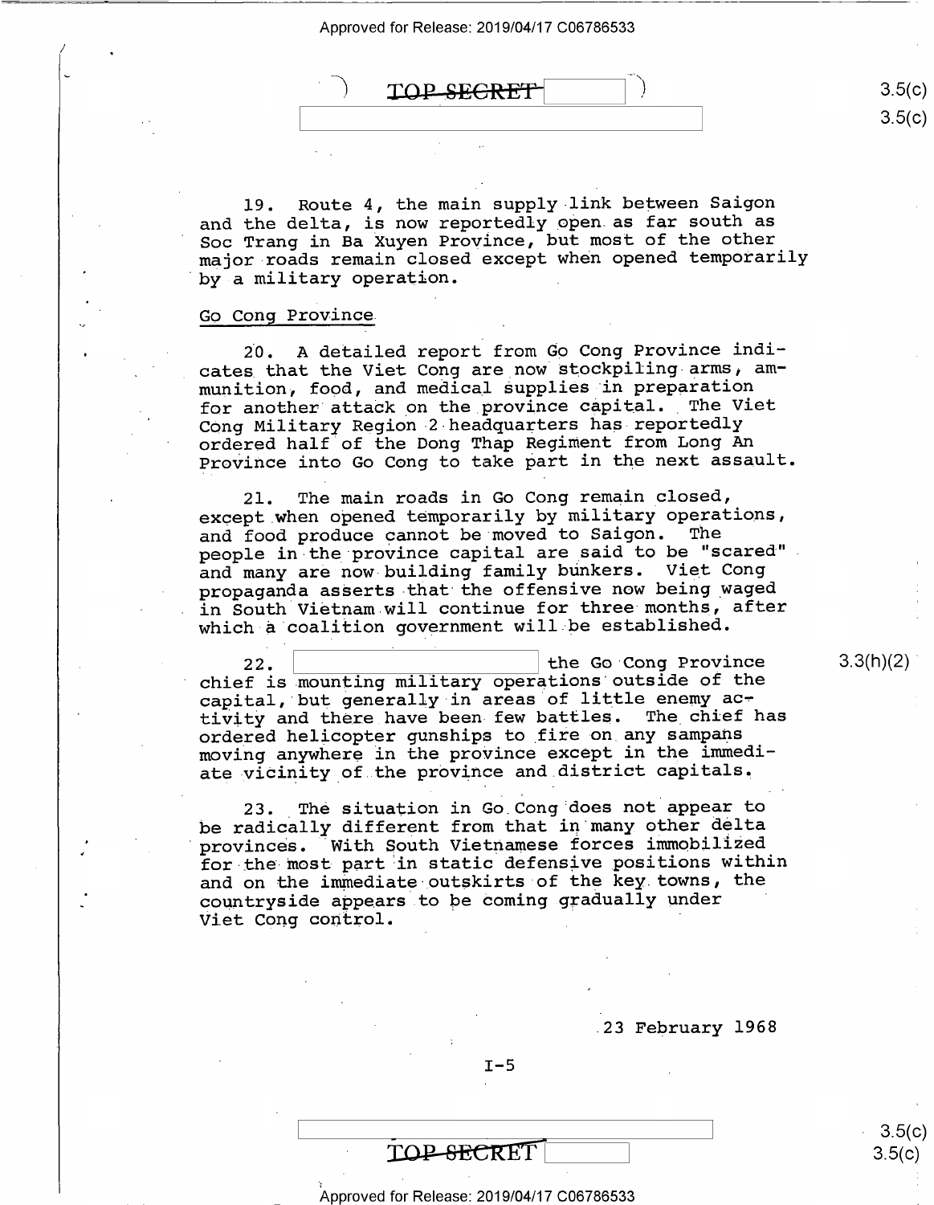19. Route 4, the main supply link between Saigon and the delta, is now reportedly open as far south as Soc Trang in Ba Xuyen Province, but most of the other major roads remain closed except when opened temporarily by a military operation.

Go Cong Province

20. A detailed report from Go Cong Province indicates that the Viet Cong are now stockpiling arms, ammunition, food, and medical supplies in preparation for another attack on the province capital. The Viet Cong Military Region 2 headquarters has reportedly ordered half of the Dong Thap Regiment from Long An Province into Go Cong to take part in the next assault.

21. The main roads in Go Cong remain closed, except when opened temporarily by military operations, and food produce cannot be moved to Saigon. The people in the province capital are said to be "scared" and many are now building family bunkers. Viet Cong propaganda asserts that the offensive now being waged in South Vietnam will continue for three months, after which a coalition government will be established.

22. [redacted] the Go Cong Province chief is mounting military operations outside of the capital, but generally in areas of little enemy activity and there have been few battles. The chief has ordered helicopter gunships to fire on any sampans moving anywhere in the province except in the immediate vicinity of the province and district capitals.

23. The situation in Go Cong does not appear to be radically different from that in many other delta provinces. With South Vietnamese forces immobilized for the most part in static defensive positions within and on the immediate outskirts of the key towns, the countryside appears to be coming gradually under Viet Cong control.

23 February 1968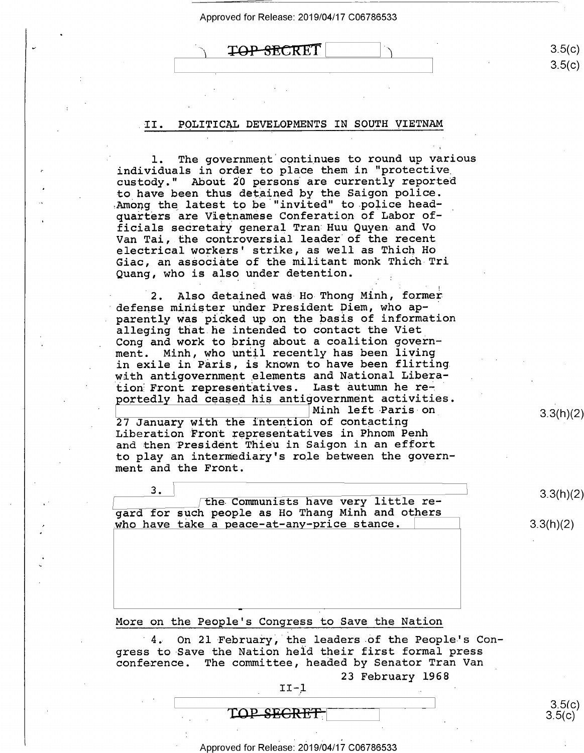## II. POLITICAL DEVELOPMENTS IN SOUTH VIETNAM

1. The government continues to round up various individuals in order to place them in "protective custody." About 20 persons are currently reported to have been thus detained by the Saigon police. Among the latest to be "invited" to police headquarters are Vietnamese Conferation of Labor officials secretary general Tran Huu Quyen and Vo Van Tai, the controversial leader of the recent electrical workers' strike, as well as Thich Ho Giac, an associate of the militant monk Thich Tri Quang, who is also under detention.

2. Also detained was Ho Thong Minh, former defense minister under President Diem, who apparently was picked up on the basis of information alleging that he intended to contact the Viet Cong and work to bring about a coalition government. Minh, who until recently has been living in exile in Paris, is known to have been flirting with antigovernment elements and National Liberation Front representatives. Last autumn he reportedly had ceased his antigovernment activities. [redacted] Minh left Paris on 27 January with the intention of contacting Liberation Front representatives in Phnom Penh and then President Thieu in Saigon in an effort to play an intermediary's role between the government and the Front.

3. [redacted] the Communists have very little regard for such people as Ho Thang Minh and others who have take a peace-at-any-price stance. [redacted]

More on the People's Congress to Save the Nation

4. On 21 February, the leaders of the People's Congress to Save the Nation held their first formal press conference. The committee, headed by Senator Tran Van

23 February 1968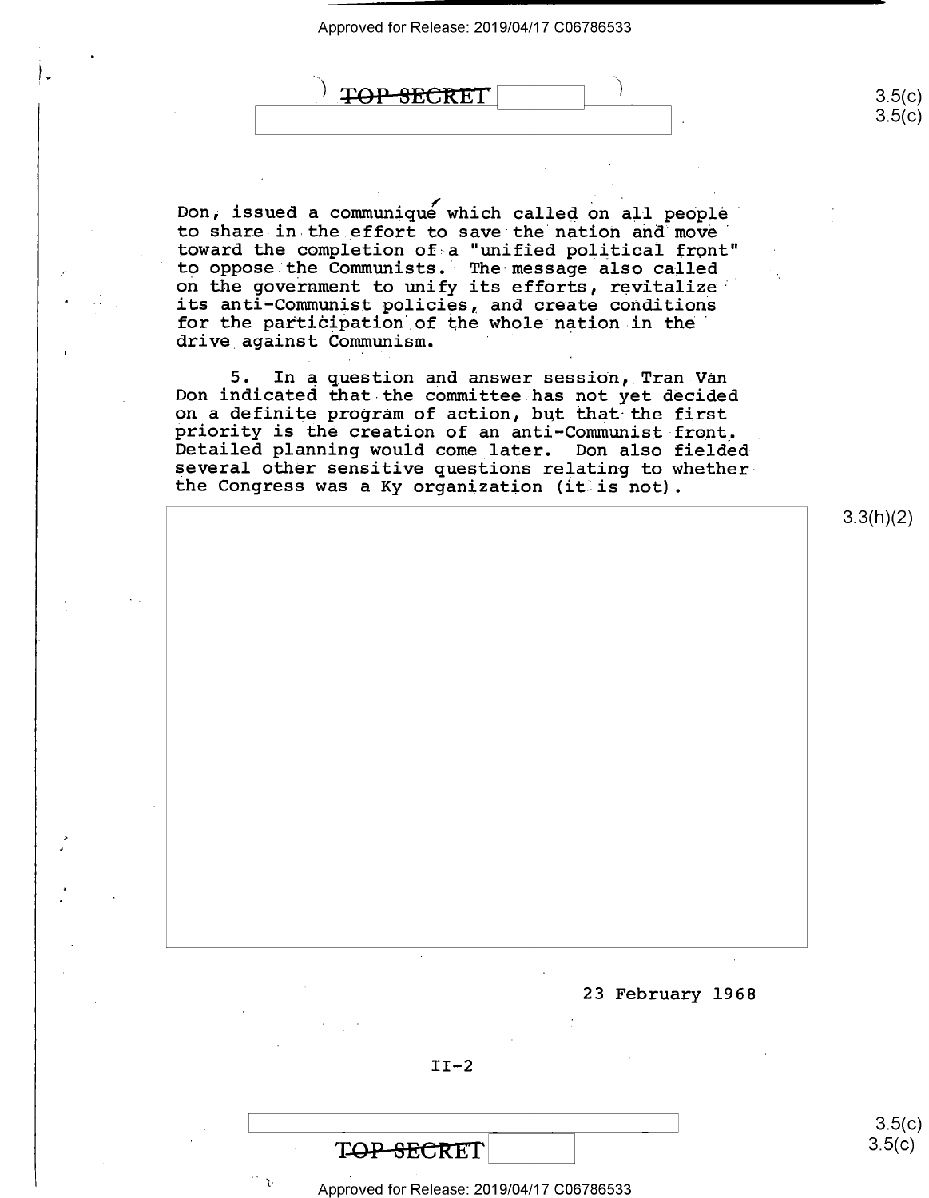Don, issued a communiqué which called on all people to share in the effort to save the nation and move toward the completion of a "unified political front" to oppose the Communists. The message also called on the government to unify its efforts, revitalize its anti-Communist policies, and create conditions for the participation of the whole nation in the drive against Communism.

5. In a question and answer session, Tran Van Don indicated that the committee has not yet decided on a definite program of action, but that the first priority is the creation of an anti-Communist front. Detailed planning would come later. Don also fielded several other sensitive questions relating to whether the Congress was a Ky organization (it is not).

3.3(h)(2)

23 February 1968

II-2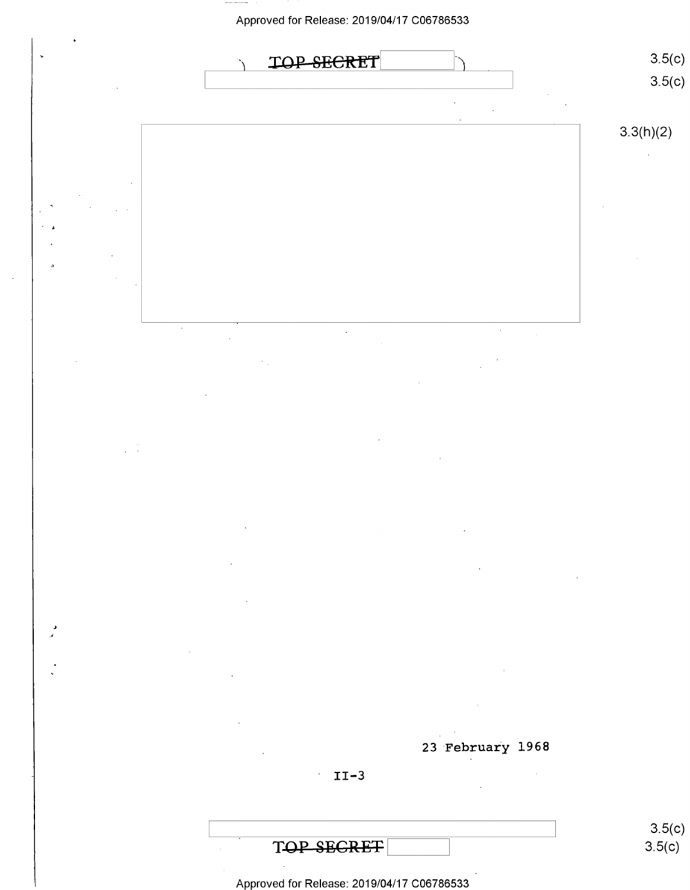TOP SECRET

3.5(c)

3.5(c)

3.3(h)(2)

23 February 1968

II-3

3.5(c)

TOP SECRET

3.5(c)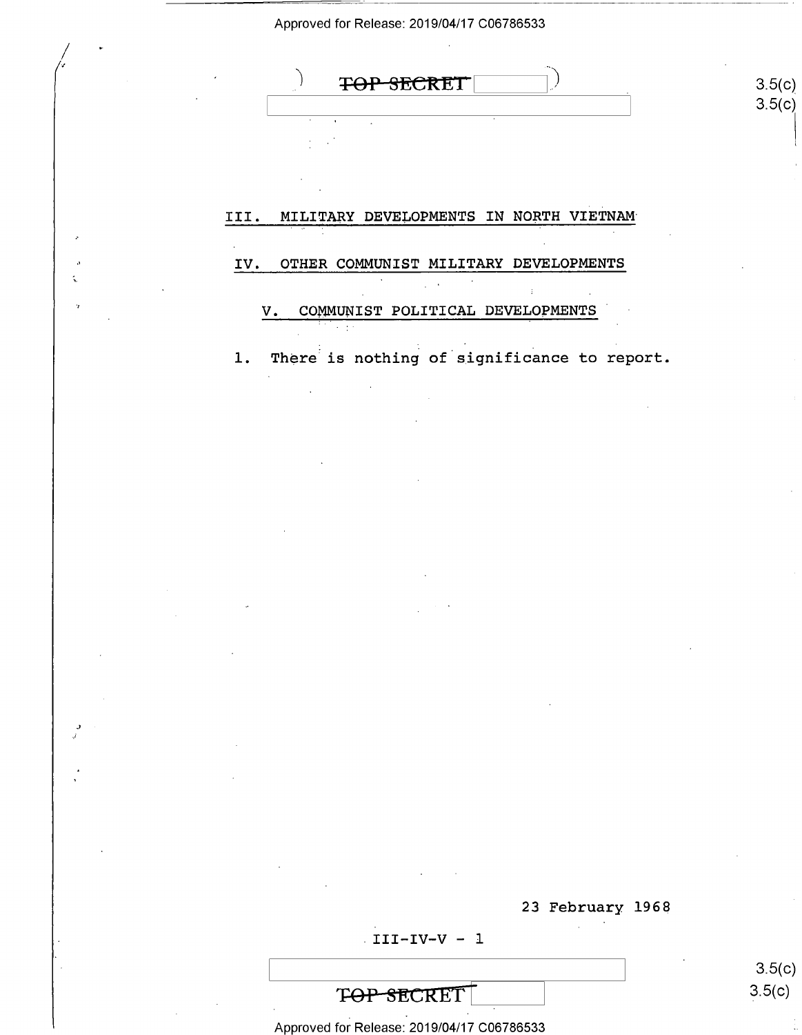TOP SECRET

## III. MILITARY DEVELOPMENTS IN NORTH VIETNAM

## IV. OTHER COMMUNIST MILITARY DEVELOPMENTS

## V. COMMUNIST POLITICAL DEVELOPMENTS

1. There is nothing of significance to report.

23 February 1968

III-IV-V - 1

TOP SECRET